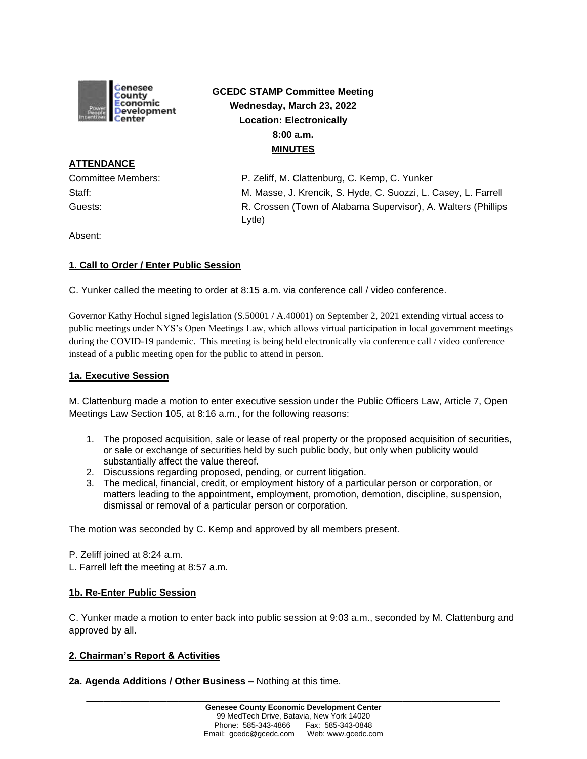**GCEDC STAMP Committee Meeting**
**Wednesday, March 23, 2022**
**Location: Electronically**
**8:00 a.m.**
**MINUTES**

**ATTENDANCE**

Committee Members: P. Zeliff, M. Clattenburg, C. Kemp, C. Yunker
Staff: M. Masse, J. Krencik, S. Hyde, C. Suozzi, L. Casey, L. Farrell
Guests: R. Crossen (Town of Alabama Supervisor), A. Walters (Phillips Lytle)
Absent:

**1. Call to Order / Enter Public Session**

C. Yunker called the meeting to order at 8:15 a.m. via conference call / video conference.

Governor Kathy Hochul signed legislation (S.50001 / A.40001) on September 2, 2021 extending virtual access to public meetings under NYS's Open Meetings Law, which allows virtual participation in local government meetings during the COVID-19 pandemic. This meeting is being held electronically via conference call / video conference instead of a public meeting open for the public to attend in person.

**1a. Executive Session**

M. Clattenburg made a motion to enter executive session under the Public Officers Law, Article 7, Open Meetings Law Section 105, at 8:16 a.m., for the following reasons:

1. The proposed acquisition, sale or lease of real property or the proposed acquisition of securities, or sale or exchange of securities held by such public body, but only when publicity would substantially affect the value thereof.
2. Discussions regarding proposed, pending, or current litigation.
3. The medical, financial, credit, or employment history of a particular person or corporation, or matters leading to the appointment, employment, promotion, demotion, discipline, suspension, dismissal or removal of a particular person or corporation.

The motion was seconded by C. Kemp and approved by all members present.

P. Zeliff joined at 8:24 a.m.
L. Farrell left the meeting at 8:57 a.m.

**1b. Re-Enter Public Session**

C. Yunker made a motion to enter back into public session at 9:03 a.m., seconded by M. Clattenburg and approved by all.

**2. Chairman's Report & Activities**

**2a. Agenda Additions / Other Business –** Nothing at this time.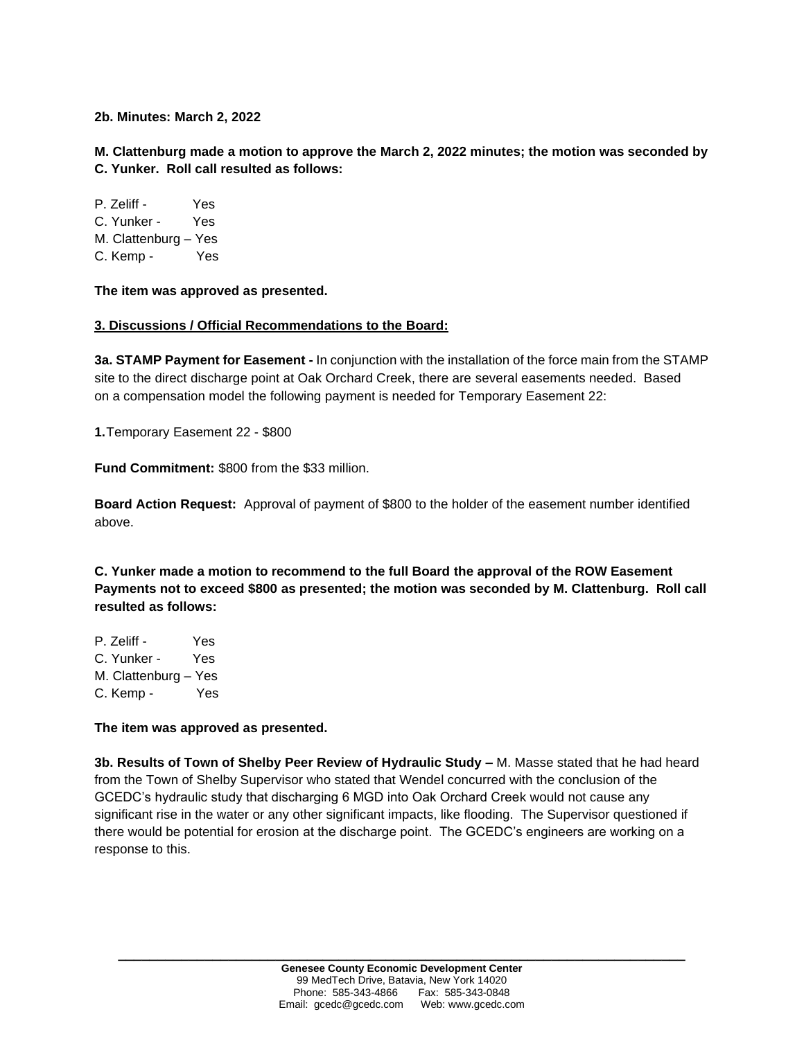**2b. Minutes: March 2, 2022**

**M. Clattenburg made a motion to approve the March 2, 2022 minutes; the motion was seconded by C. Yunker. Roll call resulted as follows:**

P. Zeliff - Yes
C. Yunker - Yes
M. Clattenburg – Yes
C. Kemp - Yes

**The item was approved as presented.**

**3. Discussions / Official Recommendations to the Board:**

**3a. STAMP Payment for Easement -** In conjunction with the installation of the force main from the STAMP site to the direct discharge point at Oak Orchard Creek, there are several easements needed. Based on a compensation model the following payment is needed for Temporary Easement 22:

**1.** Temporary Easement 22 - $800

**Fund Commitment:** $800 from the $33 million.

**Board Action Request:** Approval of payment of $800 to the holder of the easement number identified above.

**C. Yunker made a motion to recommend to the full Board the approval of the ROW Easement Payments not to exceed $800 as presented; the motion was seconded by M. Clattenburg. Roll call resulted as follows:**

P. Zeliff - Yes
C. Yunker - Yes
M. Clattenburg – Yes
C. Kemp - Yes

**The item was approved as presented.**

**3b. Results of Town of Shelby Peer Review of Hydraulic Study –** M. Masse stated that he had heard from the Town of Shelby Supervisor who stated that Wendel concurred with the conclusion of the GCEDC's hydraulic study that discharging 6 MGD into Oak Orchard Creek would not cause any significant rise in the water or any other significant impacts, like flooding. The Supervisor questioned if there would be potential for erosion at the discharge point. The GCEDC's engineers are working on a response to this.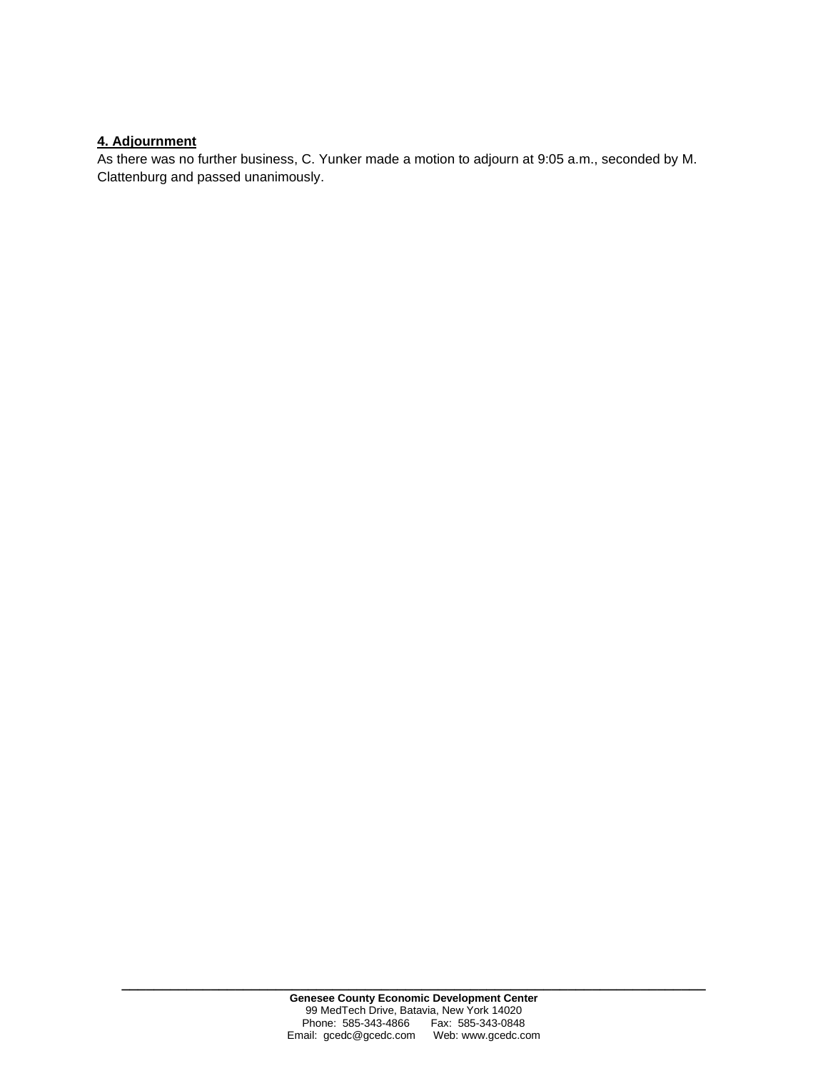**4. Adjournment**

As there was no further business, C. Yunker made a motion to adjourn at 9:05 a.m., seconded by M. Clattenburg and passed unanimously.